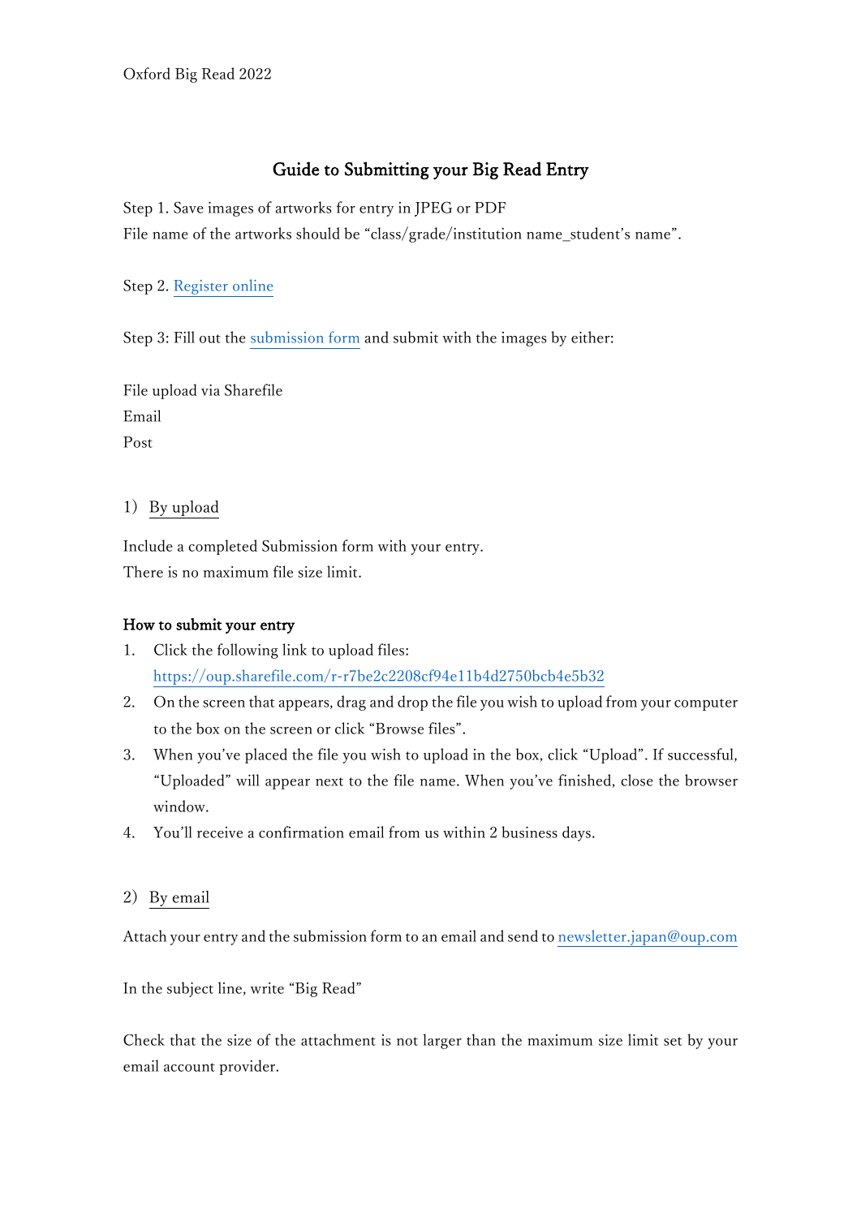Oxford Big Read 2022

# Guide to Submitting your Big Read Entry

Step 1. Save images of artworks for entry in JPEG or PDF
File name of the artworks should be "class/grade/institution name_student's name".

Step 2. Register online

Step 3: Fill out the submission form and submit with the images by either:

File upload via Sharefile
Email
Post

## 1） By upload

Include a completed Submission form with your entry.
There is no maximum file size limit.

**How to submit your entry**

1. Click the following link to upload files: https://oup.sharefile.com/r-r7be2c2208cf94e11b4d2750bcb4e5b32
2. On the screen that appears, drag and drop the file you wish to upload from your computer to the box on the screen or click "Browse files".
3. When you've placed the file you wish to upload in the box, click "Upload". If successful, "Uploaded" will appear next to the file name. When you've finished, close the browser window.
4. You'll receive a confirmation email from us within 2 business days.

## 2） By email

Attach your entry and the submission form to an email and send to newsletter.japan@oup.com

In the subject line, write "Big Read"

Check that the size of the attachment is not larger than the maximum size limit set by your email account provider.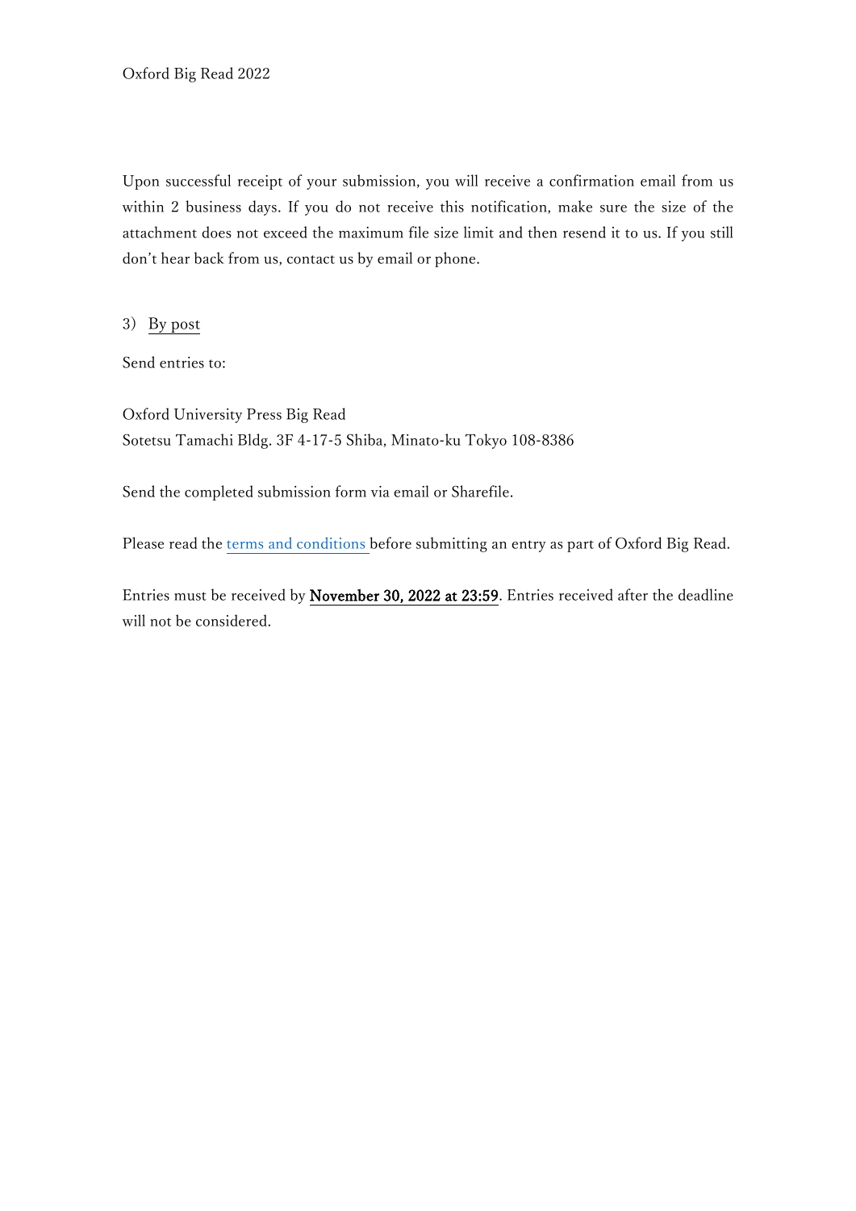Upon successful receipt of your submission, you will receive a confirmation email from us within 2 business days. If you do not receive this notification, make sure the size of the attachment does not exceed the maximum file size limit and then resend it to us. If you still don't hear back from us, contact us by email or phone.

3) By post

Send entries to:

Oxford University Press Big Read
Sotetsu Tamachi Bldg. 3F 4-17-5 Shiba, Minato-ku Tokyo 108-8386

Send the completed submission form via email or Sharefile.

Please read the terms and conditions before submitting an entry as part of Oxford Big Read.

Entries must be received by **November 30, 2022 at 23:59**. Entries received after the deadline will not be considered.